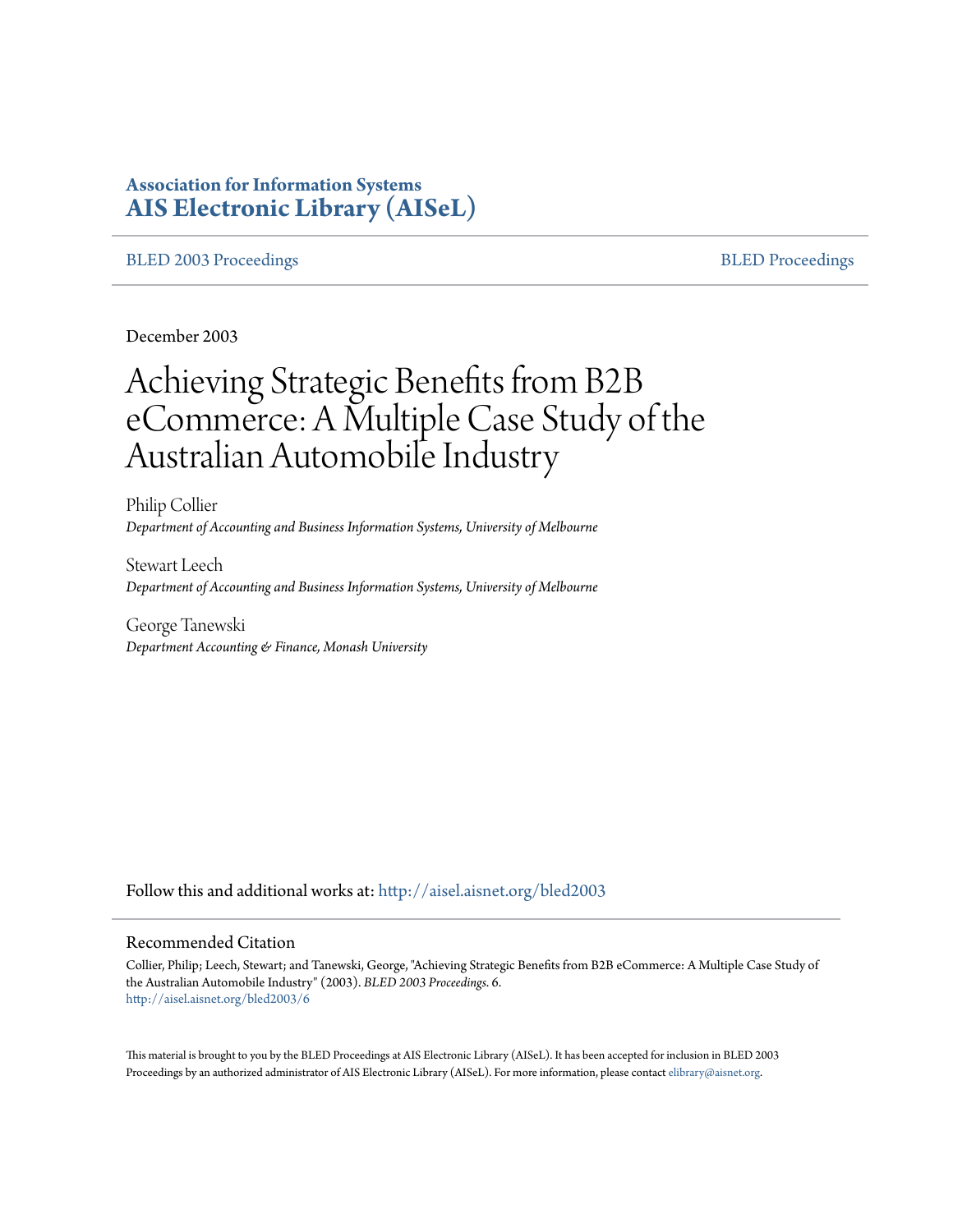**Association for Information Systems**
**AIS Electronic Library (AISeL)**

BLED 2003 Proceedings | BLED Proceedings

December 2003

# Achieving Strategic Benefits from B2B eCommerce: A Multiple Case Study of the Australian Automobile Industry

Philip Collier
*Department of Accounting and Business Information Systems, University of Melbourne*

Stewart Leech
*Department of Accounting and Business Information Systems, University of Melbourne*

George Tanewski
*Department Accounting & Finance, Monash University*

Follow this and additional works at: http://aisel.aisnet.org/bled2003

## Recommended Citation

Collier, Philip; Leech, Stewart; and Tanewski, George, "Achieving Strategic Benefits from B2B eCommerce: A Multiple Case Study of the Australian Automobile Industry" (2003). *BLED 2003 Proceedings*. 6.
http://aisel.aisnet.org/bled2003/6

This material is brought to you by the BLED Proceedings at AIS Electronic Library (AISeL). It has been accepted for inclusion in BLED 2003 Proceedings by an authorized administrator of AIS Electronic Library (AISeL). For more information, please contact elibrary@aisnet.org.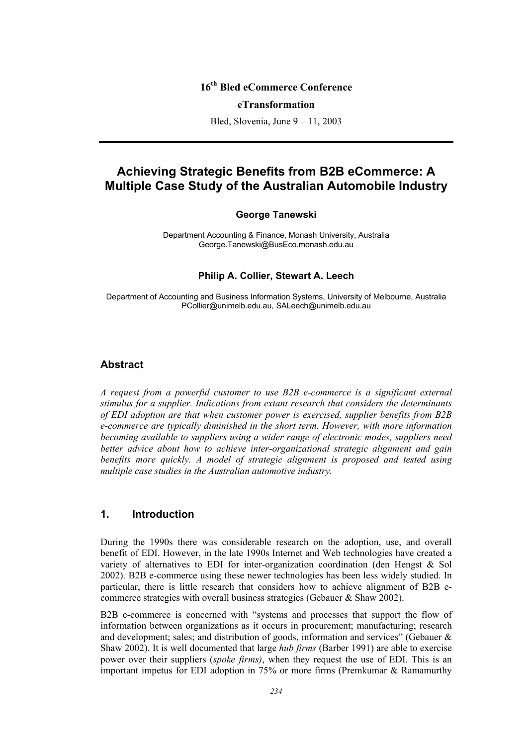16th Bled eCommerce Conference

**eTransformation**

Bled, Slovenia, June 9 – 11, 2003

# Achieving Strategic Benefits from B2B eCommerce: A Multiple Case Study of the Australian Automobile Industry

**George Tanewski**

Department Accounting & Finance, Monash University, Australia
George.Tanewski@BusEco.monash.edu.au

**Philip A. Collier, Stewart A. Leech**

Department of Accounting and Business Information Systems, University of Melbourne, Australia
PCollier@unimelb.edu.au, SALeech@unimelb.edu.au

## Abstract

*A request from a powerful customer to use B2B e-commerce is a significant external stimulus for a supplier. Indications from extant research that considers the determinants of EDI adoption are that when customer power is exercised, supplier benefits from B2B e-commerce are typically diminished in the short term. However, with more information becoming available to suppliers using a wider range of electronic modes, suppliers need better advice about how to achieve inter-organizational strategic alignment and gain benefits more quickly. A model of strategic alignment is proposed and tested using multiple case studies in the Australian automotive industry.*

## 1. Introduction

During the 1990s there was considerable research on the adoption, use, and overall benefit of EDI. However, in the late 1990s Internet and Web technologies have created a variety of alternatives to EDI for inter-organization coordination (den Hengst & Sol 2002). B2B e-commerce using these newer technologies has been less widely studied. In particular, there is little research that considers how to achieve alignment of B2B e-commerce strategies with overall business strategies (Gebauer & Shaw 2002).

B2B e-commerce is concerned with "systems and processes that support the flow of information between organizations as it occurs in procurement; manufacturing; research and development; sales; and distribution of goods, information and services" (Gebauer & Shaw 2002). It is well documented that large *hub firms* (Barber 1991) are able to exercise power over their suppliers (*spoke firms)*, when they request the use of EDI. This is an important impetus for EDI adoption in 75% or more firms (Premkumar & Ramamurthy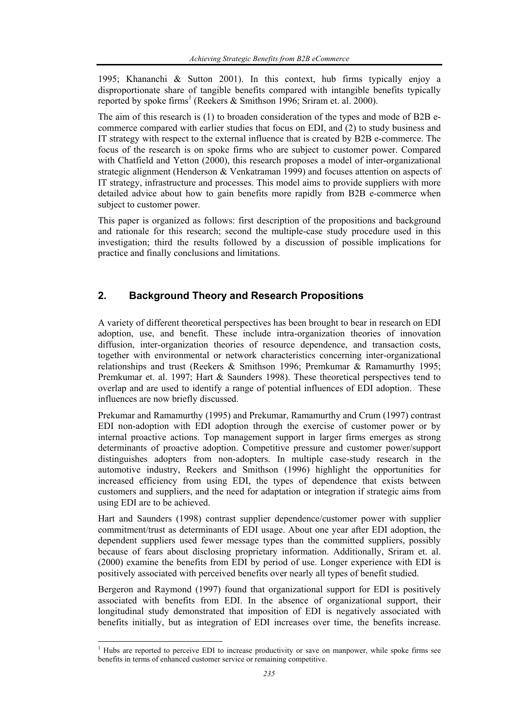1995; Khananchi & Sutton 2001). In this context, hub firms typically enjoy a disproportionate share of tangible benefits compared with intangible benefits typically reported by spoke firms[1] (Reekers & Smithson 1996; Sriram et. al. 2000).

The aim of this research is (1) to broaden consideration of the types and mode of B2B e-commerce compared with earlier studies that focus on EDI, and (2) to study business and IT strategy with respect to the external influence that is created by B2B e-commerce. The focus of the research is on spoke firms who are subject to customer power. Compared with Chatfield and Yetton (2000), this research proposes a model of inter-organizational strategic alignment (Henderson & Venkatraman 1999) and focuses attention on aspects of IT strategy, infrastructure and processes. This model aims to provide suppliers with more detailed advice about how to gain benefits more rapidly from B2B e-commerce when subject to customer power.

This paper is organized as follows: first description of the propositions and background and rationale for this research; second the multiple-case study procedure used in this investigation; third the results followed by a discussion of possible implications for practice and finally conclusions and limitations.

## 2. Background Theory and Research Propositions

A variety of different theoretical perspectives has been brought to bear in research on EDI adoption, use, and benefit. These include intra-organization theories of innovation diffusion, inter-organization theories of resource dependence, and transaction costs, together with environmental or network characteristics concerning inter-organizational relationships and trust (Reekers & Smithson 1996; Premkumar & Ramamurthy 1995; Premkumar et. al. 1997; Hart & Saunders 1998). These theoretical perspectives tend to overlap and are used to identify a range of potential influences of EDI adoption. These influences are now briefly discussed.

Prekumar and Ramamurthy (1995) and Prekumar, Ramamurthy and Crum (1997) contrast EDI non-adoption with EDI adoption through the exercise of customer power or by internal proactive actions. Top management support in larger firms emerges as strong determinants of proactive adoption. Competitive pressure and customer power/support distinguishes adopters from non-adopters. In multiple case-study research in the automotive industry, Reekers and Smithson (1996) highlight the opportunities for increased efficiency from using EDI, the types of dependence that exists between customers and suppliers, and the need for adaptation or integration if strategic aims from using EDI are to be achieved.

Hart and Saunders (1998) contrast supplier dependence/customer power with supplier commitment/trust as determinants of EDI usage. About one year after EDI adoption, the dependent suppliers used fewer message types than the committed suppliers, possibly because of fears about disclosing proprietary information. Additionally, Sriram et. al. (2000) examine the benefits from EDI by period of use. Longer experience with EDI is positively associated with perceived benefits over nearly all types of benefit studied.

Bergeron and Raymond (1997) found that organizational support for EDI is positively associated with benefits from EDI. In the absence of organizational support, their longitudinal study demonstrated that imposition of EDI is negatively associated with benefits initially, but as integration of EDI increases over time, the benefits increase.

[1] Hubs are reported to perceive EDI to increase productivity or save on manpower, while spoke firms see benefits in terms of enhanced customer service or remaining competitive.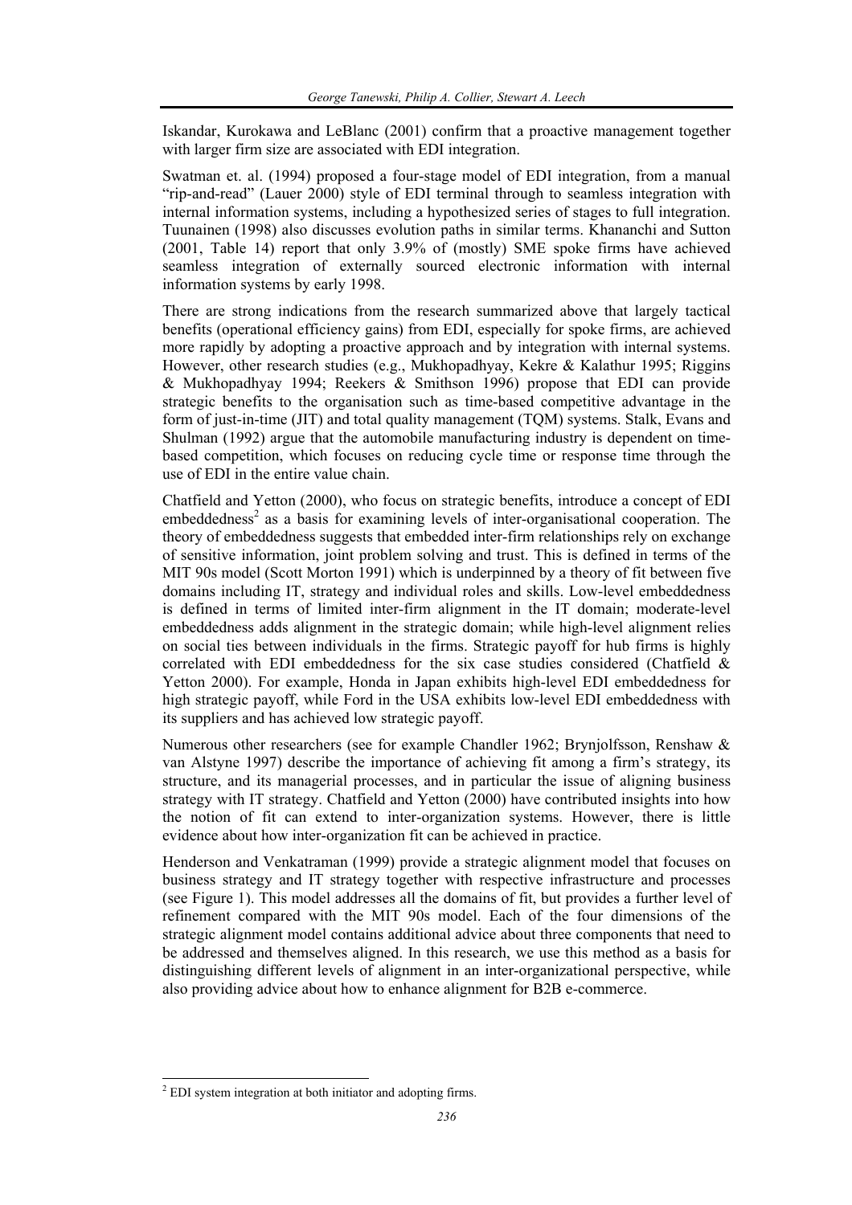Iskandar, Kurokawa and LeBlanc (2001) confirm that a proactive management together with larger firm size are associated with EDI integration.

Swatman et. al. (1994) proposed a four-stage model of EDI integration, from a manual "rip-and-read" (Lauer 2000) style of EDI terminal through to seamless integration with internal information systems, including a hypothesized series of stages to full integration. Tuunainen (1998) also discusses evolution paths in similar terms. Khananchi and Sutton (2001, Table 14) report that only 3.9% of (mostly) SME spoke firms have achieved seamless integration of externally sourced electronic information with internal information systems by early 1998.

There are strong indications from the research summarized above that largely tactical benefits (operational efficiency gains) from EDI, especially for spoke firms, are achieved more rapidly by adopting a proactive approach and by integration with internal systems. However, other research studies (e.g., Mukhopadhyay, Kekre & Kalathur 1995; Riggins & Mukhopadhyay 1994; Reekers & Smithson 1996) propose that EDI can provide strategic benefits to the organisation such as time-based competitive advantage in the form of just-in-time (JIT) and total quality management (TQM) systems. Stalk, Evans and Shulman (1992) argue that the automobile manufacturing industry is dependent on time-based competition, which focuses on reducing cycle time or response time through the use of EDI in the entire value chain.

Chatfield and Yetton (2000), who focus on strategic benefits, introduce a concept of EDI embeddedness[2] as a basis for examining levels of inter-organisational cooperation. The theory of embeddedness suggests that embedded inter-firm relationships rely on exchange of sensitive information, joint problem solving and trust. This is defined in terms of the MIT 90s model (Scott Morton 1991) which is underpinned by a theory of fit between five domains including IT, strategy and individual roles and skills. Low-level embeddedness is defined in terms of limited inter-firm alignment in the IT domain; moderate-level embeddedness adds alignment in the strategic domain; while high-level alignment relies on social ties between individuals in the firms. Strategic payoff for hub firms is highly correlated with EDI embeddedness for the six case studies considered (Chatfield & Yetton 2000). For example, Honda in Japan exhibits high-level EDI embeddedness for high strategic payoff, while Ford in the USA exhibits low-level EDI embeddedness with its suppliers and has achieved low strategic payoff.

Numerous other researchers (see for example Chandler 1962; Brynjolfsson, Renshaw & van Alstyne 1997) describe the importance of achieving fit among a firm's strategy, its structure, and its managerial processes, and in particular the issue of aligning business strategy with IT strategy. Chatfield and Yetton (2000) have contributed insights into how the notion of fit can extend to inter-organization systems. However, there is little evidence about how inter-organization fit can be achieved in practice.

Henderson and Venkatraman (1999) provide a strategic alignment model that focuses on business strategy and IT strategy together with respective infrastructure and processes (see Figure 1). This model addresses all the domains of fit, but provides a further level of refinement compared with the MIT 90s model. Each of the four dimensions of the strategic alignment model contains additional advice about three components that need to be addressed and themselves aligned. In this research, we use this method as a basis for distinguishing different levels of alignment in an inter-organizational perspective, while also providing advice about how to enhance alignment for B2B e-commerce.

[2] EDI system integration at both initiator and adopting firms.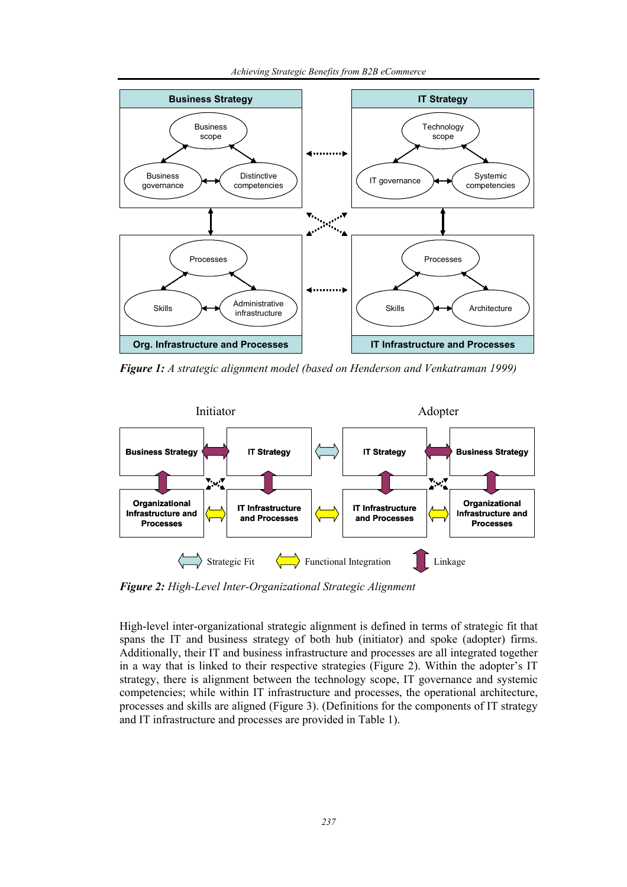*Figure 1: A strategic alignment model (based on Henderson and Venkatraman 1999)*

*Figure 2: High-Level Inter-Organizational Strategic Alignment*

High-level inter-organizational strategic alignment is defined in terms of strategic fit that spans the IT and business strategy of both hub (initiator) and spoke (adopter) firms. Additionally, their IT and business infrastructure and processes are all integrated together in a way that is linked to their respective strategies (Figure 2). Within the adopter's IT strategy, there is alignment between the technology scope, IT governance and systemic competencies; while within IT infrastructure and processes, the operational architecture, processes and skills are aligned (Figure 3). (Definitions for the components of IT strategy and IT infrastructure and processes are provided in Table 1).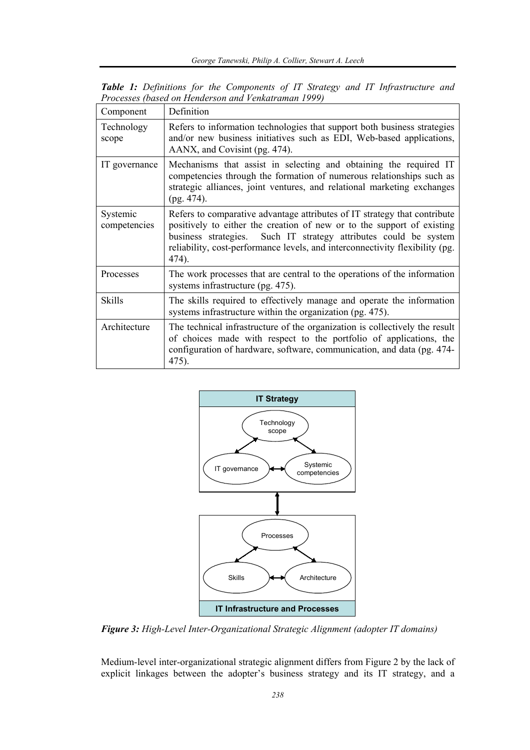*Table 1: Definitions for the Components of IT Strategy and IT Infrastructure and Processes (based on Henderson and Venkatraman 1999)*

| Component | Definition |
| --- | --- |
| Technology scope | Refers to information technologies that support both business strategies and/or new business initiatives such as EDI, Web-based applications, AANX, and Covisint (pg. 474). |
| IT governance | Mechanisms that assist in selecting and obtaining the required IT competencies through the formation of numerous relationships such as strategic alliances, joint ventures, and relational marketing exchanges (pg. 474). |
| Systemic competencies | Refers to comparative advantage attributes of IT strategy that contribute positively to either the creation of new or to the support of existing business strategies. Such IT strategy attributes could be system reliability, cost-performance levels, and interconnectivity flexibility (pg. 474). |
| Processes | The work processes that are central to the operations of the information systems infrastructure (pg. 475). |
| Skills | The skills required to effectively manage and operate the information systems infrastructure within the organization (pg. 475). |
| Architecture | The technical infrastructure of the organization is collectively the result of choices made with respect to the portfolio of applications, the configuration of hardware, software, communication, and data (pg. 474-475). |

**IT Strategy**

Technology scope

IT governance

Systemic competencies

Processes

Skills

Architecture

**IT Infrastructure and Processes**

***Figure 3:*** *High-Level Inter-Organizational Strategic Alignment (adopter IT domains)*

Medium-level inter-organizational strategic alignment differs from Figure 2 by the lack of explicit linkages between the adopter's business strategy and its IT strategy, and a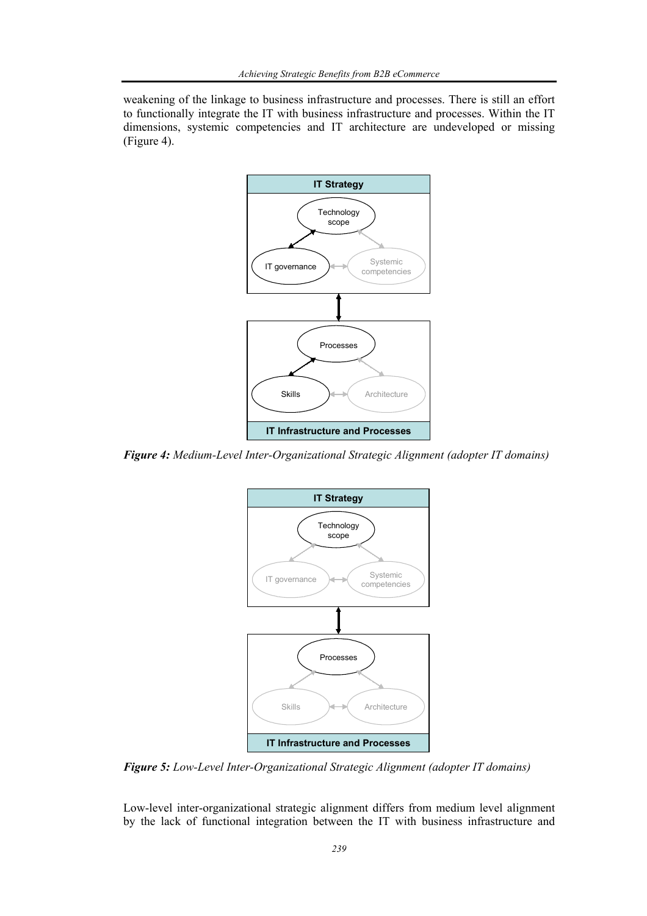weakening of the linkage to business infrastructure and processes. There is still an effort to functionally integrate the IT with business infrastructure and processes. Within the IT dimensions, systemic competencies and IT architecture are undeveloped or missing (Figure 4).

***Figure 4:*** *Medium-Level Inter-Organizational Strategic Alignment (adopter IT domains)*

***Figure 5:*** *Low-Level Inter-Organizational Strategic Alignment (adopter IT domains)*

Low-level inter-organizational strategic alignment differs from medium level alignment by the lack of functional integration between the IT with business infrastructure and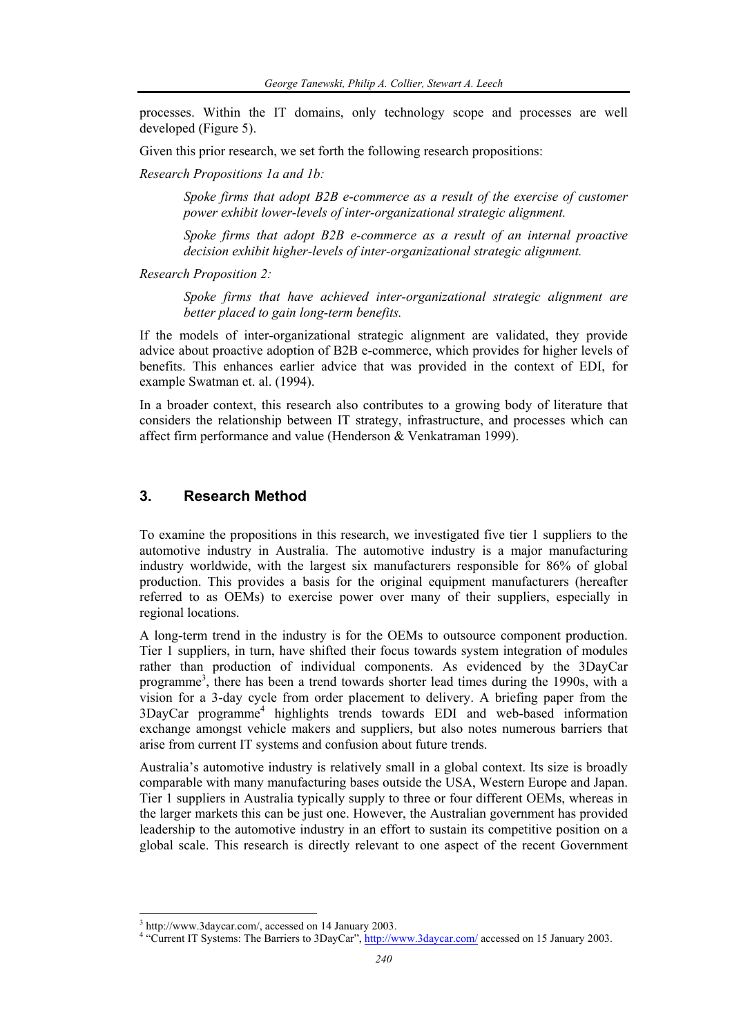processes. Within the IT domains, only technology scope and processes are well developed (Figure 5).

Given this prior research, we set forth the following research propositions:

*Research Propositions 1a and 1b:*

> *Spoke firms that adopt B2B e-commerce as a result of the exercise of customer power exhibit lower-levels of inter-organizational strategic alignment.*
>
> *Spoke firms that adopt B2B e-commerce as a result of an internal proactive decision exhibit higher-levels of inter-organizational strategic alignment.*

*Research Proposition 2:*

> *Spoke firms that have achieved inter-organizational strategic alignment are better placed to gain long-term benefits.*

If the models of inter-organizational strategic alignment are validated, they provide advice about proactive adoption of B2B e-commerce, which provides for higher levels of benefits. This enhances earlier advice that was provided in the context of EDI, for example Swatman et. al. (1994).

In a broader context, this research also contributes to a growing body of literature that considers the relationship between IT strategy, infrastructure, and processes which can affect firm performance and value (Henderson & Venkatraman 1999).

## 3. Research Method

To examine the propositions in this research, we investigated five tier 1 suppliers to the automotive industry in Australia. The automotive industry is a major manufacturing industry worldwide, with the largest six manufacturers responsible for 86% of global production. This provides a basis for the original equipment manufacturers (hereafter referred to as OEMs) to exercise power over many of their suppliers, especially in regional locations.

A long-term trend in the industry is for the OEMs to outsource component production. Tier 1 suppliers, in turn, have shifted their focus towards system integration of modules rather than production of individual components. As evidenced by the 3DayCar programme[3], there has been a trend towards shorter lead times during the 1990s, with a vision for a 3-day cycle from order placement to delivery. A briefing paper from the 3DayCar programme[4] highlights trends towards EDI and web-based information exchange amongst vehicle makers and suppliers, but also notes numerous barriers that arise from current IT systems and confusion about future trends.

Australia's automotive industry is relatively small in a global context. Its size is broadly comparable with many manufacturing bases outside the USA, Western Europe and Japan. Tier 1 suppliers in Australia typically supply to three or four different OEMs, whereas in the larger markets this can be just one. However, the Australian government has provided leadership to the automotive industry in an effort to sustain its competitive position on a global scale. This research is directly relevant to one aspect of the recent Government

---

[3] http://www.3daycar.com/, accessed on 14 January 2003.

[4] "Current IT Systems: The Barriers to 3DayCar", http://www.3daycar.com/ accessed on 15 January 2003.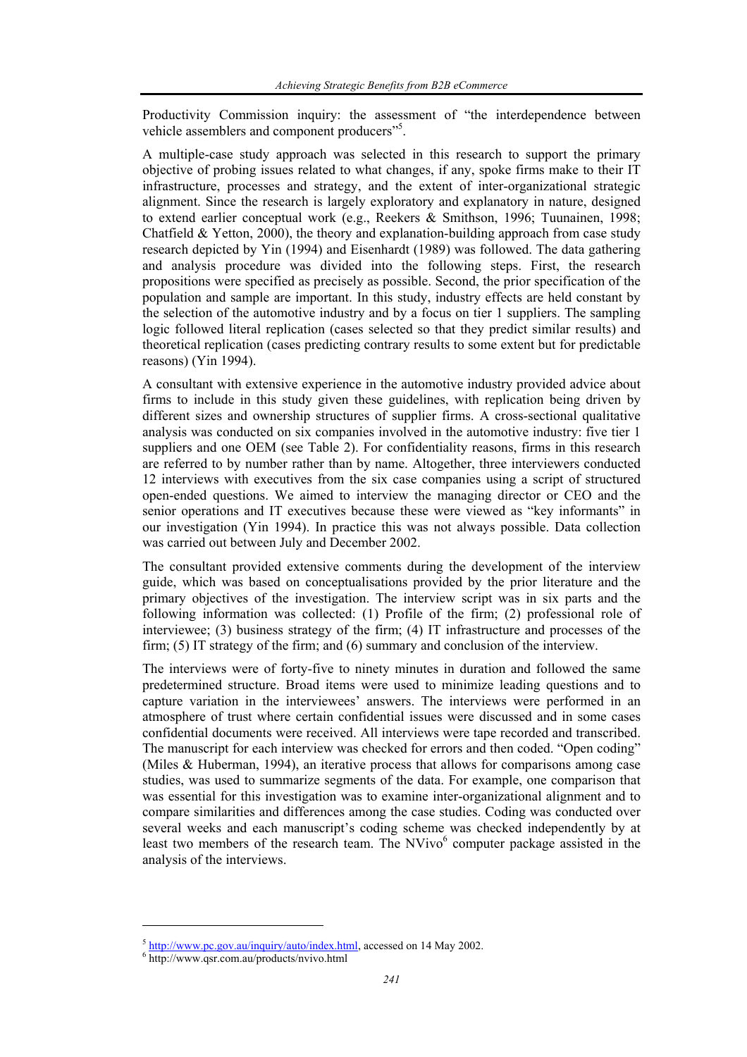Productivity Commission inquiry: the assessment of "the interdependence between vehicle assemblers and component producers"[5].

A multiple-case study approach was selected in this research to support the primary objective of probing issues related to what changes, if any, spoke firms make to their IT infrastructure, processes and strategy, and the extent of inter-organizational strategic alignment. Since the research is largely exploratory and explanatory in nature, designed to extend earlier conceptual work (e.g., Reekers & Smithson, 1996; Tuunainen, 1998; Chatfield & Yetton, 2000), the theory and explanation-building approach from case study research depicted by Yin (1994) and Eisenhardt (1989) was followed. The data gathering and analysis procedure was divided into the following steps. First, the research propositions were specified as precisely as possible. Second, the prior specification of the population and sample are important. In this study, industry effects are held constant by the selection of the automotive industry and by a focus on tier 1 suppliers. The sampling logic followed literal replication (cases selected so that they predict similar results) and theoretical replication (cases predicting contrary results to some extent but for predictable reasons) (Yin 1994).

A consultant with extensive experience in the automotive industry provided advice about firms to include in this study given these guidelines, with replication being driven by different sizes and ownership structures of supplier firms. A cross-sectional qualitative analysis was conducted on six companies involved in the automotive industry: five tier 1 suppliers and one OEM (see Table 2). For confidentiality reasons, firms in this research are referred to by number rather than by name. Altogether, three interviewers conducted 12 interviews with executives from the six case companies using a script of structured open-ended questions. We aimed to interview the managing director or CEO and the senior operations and IT executives because these were viewed as "key informants" in our investigation (Yin 1994). In practice this was not always possible. Data collection was carried out between July and December 2002.

The consultant provided extensive comments during the development of the interview guide, which was based on conceptualisations provided by the prior literature and the primary objectives of the investigation. The interview script was in six parts and the following information was collected: (1) Profile of the firm; (2) professional role of interviewee; (3) business strategy of the firm; (4) IT infrastructure and processes of the firm; (5) IT strategy of the firm; and (6) summary and conclusion of the interview.

The interviews were of forty-five to ninety minutes in duration and followed the same predetermined structure. Broad items were used to minimize leading questions and to capture variation in the interviewees' answers. The interviews were performed in an atmosphere of trust where certain confidential issues were discussed and in some cases confidential documents were received. All interviews were tape recorded and transcribed. The manuscript for each interview was checked for errors and then coded. "Open coding" (Miles & Huberman, 1994), an iterative process that allows for comparisons among case studies, was used to summarize segments of the data. For example, one comparison that was essential for this investigation was to examine inter-organizational alignment and to compare similarities and differences among the case studies. Coding was conducted over several weeks and each manuscript's coding scheme was checked independently by at least two members of the research team. The NVivo[6] computer package assisted in the analysis of the interviews.

[5] http://www.pc.gov.au/inquiry/auto/index.html, accessed on 14 May 2002.
[6] http://www.qsr.com.au/products/nvivo.html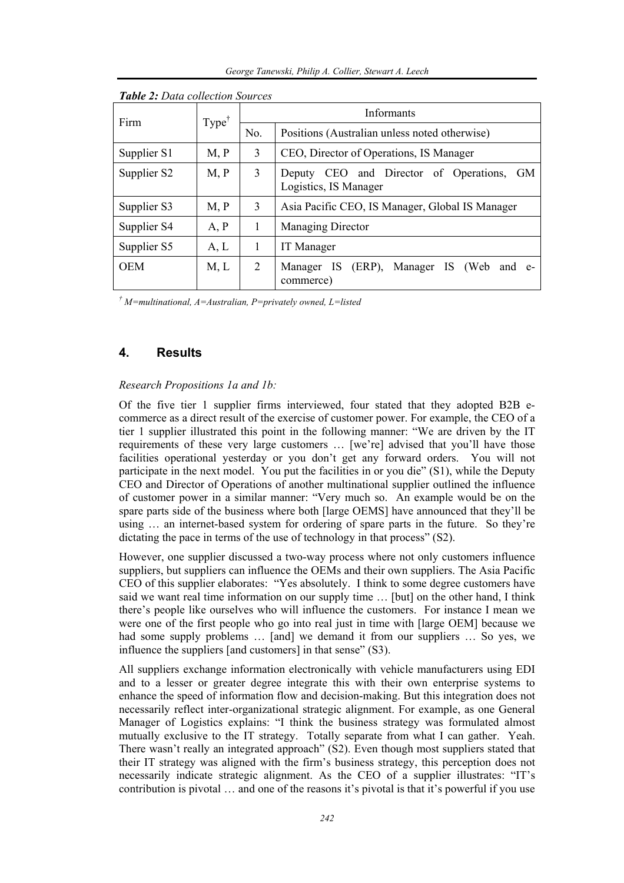*Table 2: Data collection Sources*

| Firm | Type[†] | Informants | |
|---|---|---|---|
| | | No. | Positions (Australian unless noted otherwise) |
| Supplier S1 | M, P | 3 | CEO, Director of Operations, IS Manager |
| Supplier S2 | M, P | 3 | Deputy CEO and Director of Operations, GM Logistics, IS Manager |
| Supplier S3 | M, P | 3 | Asia Pacific CEO, IS Manager, Global IS Manager |
| Supplier S4 | A, P | 1 | Managing Director |
| Supplier S5 | A, L | 1 | IT Manager |
| OEM | M, L | 2 | Manager IS (ERP), Manager IS (Web and e-commerce) |

*[†] M=multinational, A=Australian, P=privately owned, L=listed*

## 4. Results

*Research Propositions 1a and 1b:*

Of the five tier 1 supplier firms interviewed, four stated that they adopted B2B e-commerce as a direct result of the exercise of customer power. For example, the CEO of a tier 1 supplier illustrated this point in the following manner: "We are driven by the IT requirements of these very large customers … [we're] advised that you'll have those facilities operational yesterday or you don't get any forward orders. You will not participate in the next model. You put the facilities in or you die" (S1), while the Deputy CEO and Director of Operations of another multinational supplier outlined the influence of customer power in a similar manner: "Very much so. An example would be on the spare parts side of the business where both [large OEMS] have announced that they'll be using … an internet-based system for ordering of spare parts in the future. So they're dictating the pace in terms of the use of technology in that process" (S2).

However, one supplier discussed a two-way process where not only customers influence suppliers, but suppliers can influence the OEMs and their own suppliers. The Asia Pacific CEO of this supplier elaborates: "Yes absolutely. I think to some degree customers have said we want real time information on our supply time … [but] on the other hand, I think there's people like ourselves who will influence the customers. For instance I mean we were one of the first people who go into real just in time with [large OEM] because we had some supply problems … [and] we demand it from our suppliers … So yes, we influence the suppliers [and customers] in that sense" (S3).

All suppliers exchange information electronically with vehicle manufacturers using EDI and to a lesser or greater degree integrate this with their own enterprise systems to enhance the speed of information flow and decision-making. But this integration does not necessarily reflect inter-organizational strategic alignment. For example, as one General Manager of Logistics explains: "I think the business strategy was formulated almost mutually exclusive to the IT strategy. Totally separate from what I can gather. Yeah. There wasn't really an integrated approach" (S2). Even though most suppliers stated that their IT strategy was aligned with the firm's business strategy, this perception does not necessarily indicate strategic alignment. As the CEO of a supplier illustrates: "IT's contribution is pivotal … and one of the reasons it's pivotal is that it's powerful if you use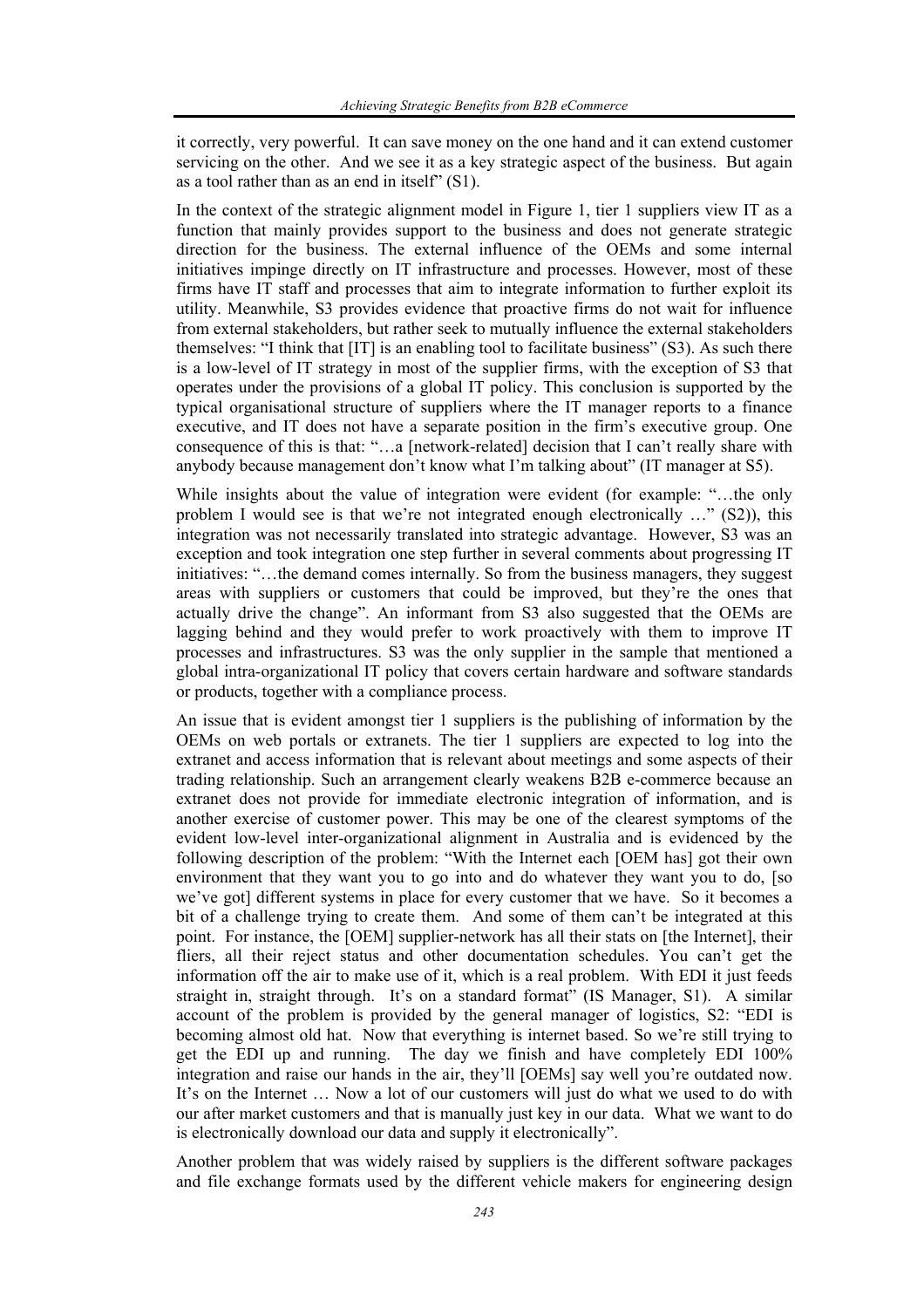it correctly, very powerful. It can save money on the one hand and it can extend customer servicing on the other. And we see it as a key strategic aspect of the business. But again as a tool rather than as an end in itself" (S1).

In the context of the strategic alignment model in Figure 1, tier 1 suppliers view IT as a function that mainly provides support to the business and does not generate strategic direction for the business. The external influence of the OEMs and some internal initiatives impinge directly on IT infrastructure and processes. However, most of these firms have IT staff and processes that aim to integrate information to further exploit its utility. Meanwhile, S3 provides evidence that proactive firms do not wait for influence from external stakeholders, but rather seek to mutually influence the external stakeholders themselves: "I think that [IT] is an enabling tool to facilitate business" (S3). As such there is a low-level of IT strategy in most of the supplier firms, with the exception of S3 that operates under the provisions of a global IT policy. This conclusion is supported by the typical organisational structure of suppliers where the IT manager reports to a finance executive, and IT does not have a separate position in the firm's executive group. One consequence of this is that: "…a [network-related] decision that I can't really share with anybody because management don't know what I'm talking about" (IT manager at S5).

While insights about the value of integration were evident (for example: "…the only problem I would see is that we're not integrated enough electronically …" (S2)), this integration was not necessarily translated into strategic advantage. However, S3 was an exception and took integration one step further in several comments about progressing IT initiatives: "…the demand comes internally. So from the business managers, they suggest areas with suppliers or customers that could be improved, but they're the ones that actually drive the change". An informant from S3 also suggested that the OEMs are lagging behind and they would prefer to work proactively with them to improve IT processes and infrastructures. S3 was the only supplier in the sample that mentioned a global intra-organizational IT policy that covers certain hardware and software standards or products, together with a compliance process.

An issue that is evident amongst tier 1 suppliers is the publishing of information by the OEMs on web portals or extranets. The tier 1 suppliers are expected to log into the extranet and access information that is relevant about meetings and some aspects of their trading relationship. Such an arrangement clearly weakens B2B e-commerce because an extranet does not provide for immediate electronic integration of information, and is another exercise of customer power. This may be one of the clearest symptoms of the evident low-level inter-organizational alignment in Australia and is evidenced by the following description of the problem: "With the Internet each [OEM has] got their own environment that they want you to go into and do whatever they want you to do, [so we've got] different systems in place for every customer that we have. So it becomes a bit of a challenge trying to create them. And some of them can't be integrated at this point. For instance, the [OEM] supplier-network has all their stats on [the Internet], their fliers, all their reject status and other documentation schedules. You can't get the information off the air to make use of it, which is a real problem. With EDI it just feeds straight in, straight through. It's on a standard format" (IS Manager, S1). A similar account of the problem is provided by the general manager of logistics, S2: "EDI is becoming almost old hat. Now that everything is internet based. So we're still trying to get the EDI up and running. The day we finish and have completely EDI 100% integration and raise our hands in the air, they'll [OEMs] say well you're outdated now. It's on the Internet … Now a lot of our customers will just do what we used to do with our after market customers and that is manually just key in our data. What we want to do is electronically download our data and supply it electronically".

Another problem that was widely raised by suppliers is the different software packages and file exchange formats used by the different vehicle makers for engineering design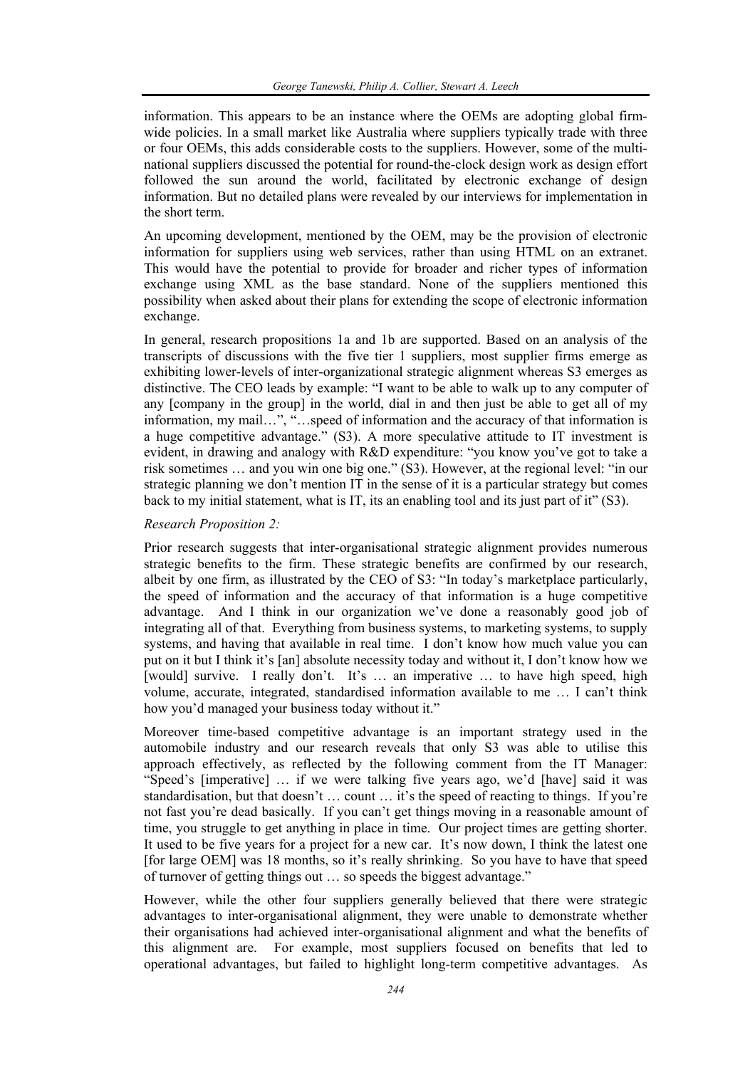information. This appears to be an instance where the OEMs are adopting global firm-wide policies. In a small market like Australia where suppliers typically trade with three or four OEMs, this adds considerable costs to the suppliers. However, some of the multi-national suppliers discussed the potential for round-the-clock design work as design effort followed the sun around the world, facilitated by electronic exchange of design information. But no detailed plans were revealed by our interviews for implementation in the short term.

An upcoming development, mentioned by the OEM, may be the provision of electronic information for suppliers using web services, rather than using HTML on an extranet. This would have the potential to provide for broader and richer types of information exchange using XML as the base standard. None of the suppliers mentioned this possibility when asked about their plans for extending the scope of electronic information exchange.

In general, research propositions 1a and 1b are supported. Based on an analysis of the transcripts of discussions with the five tier 1 suppliers, most supplier firms emerge as exhibiting lower-levels of inter-organizational strategic alignment whereas S3 emerges as distinctive. The CEO leads by example: "I want to be able to walk up to any computer of any [company in the group] in the world, dial in and then just be able to get all of my information, my mail…", "…speed of information and the accuracy of that information is a huge competitive advantage." (S3). A more speculative attitude to IT investment is evident, in drawing and analogy with R&D expenditure: "you know you've got to take a risk sometimes … and you win one big one." (S3). However, at the regional level: "in our strategic planning we don't mention IT in the sense of it is a particular strategy but comes back to my initial statement, what is IT, its an enabling tool and its just part of it" (S3).

*Research Proposition 2:*

Prior research suggests that inter-organisational strategic alignment provides numerous strategic benefits to the firm. These strategic benefits are confirmed by our research, albeit by one firm, as illustrated by the CEO of S3: "In today's marketplace particularly, the speed of information and the accuracy of that information is a huge competitive advantage. And I think in our organization we've done a reasonably good job of integrating all of that. Everything from business systems, to marketing systems, to supply systems, and having that available in real time. I don't know how much value you can put on it but I think it's [an] absolute necessity today and without it, I don't know how we [would] survive. I really don't. It's … an imperative … to have high speed, high volume, accurate, integrated, standardised information available to me … I can't think how you'd managed your business today without it."

Moreover time-based competitive advantage is an important strategy used in the automobile industry and our research reveals that only S3 was able to utilise this approach effectively, as reflected by the following comment from the IT Manager: "Speed's [imperative] … if we were talking five years ago, we'd [have] said it was standardisation, but that doesn't … count … it's the speed of reacting to things. If you're not fast you're dead basically. If you can't get things moving in a reasonable amount of time, you struggle to get anything in place in time. Our project times are getting shorter. It used to be five years for a project for a new car. It's now down, I think the latest one [for large OEM] was 18 months, so it's really shrinking. So you have to have that speed of turnover of getting things out … so speeds the biggest advantage."

However, while the other four suppliers generally believed that there were strategic advantages to inter-organisational alignment, they were unable to demonstrate whether their organisations had achieved inter-organisational alignment and what the benefits of this alignment are. For example, most suppliers focused on benefits that led to operational advantages, but failed to highlight long-term competitive advantages. As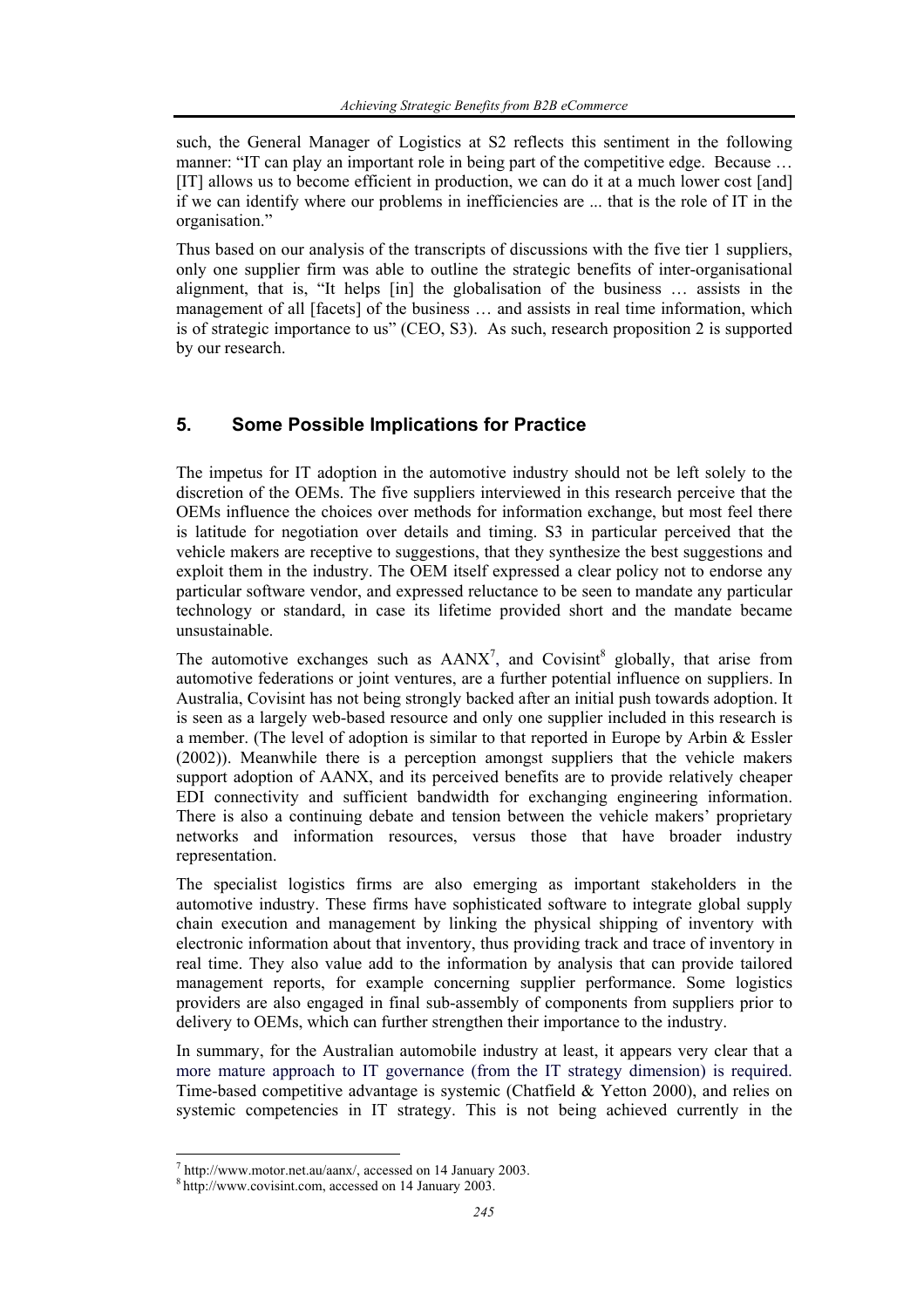such, the General Manager of Logistics at S2 reflects this sentiment in the following manner: "IT can play an important role in being part of the competitive edge. Because … [IT] allows us to become efficient in production, we can do it at a much lower cost [and] if we can identify where our problems in inefficiencies are ... that is the role of IT in the organisation."

Thus based on our analysis of the transcripts of discussions with the five tier 1 suppliers, only one supplier firm was able to outline the strategic benefits of inter-organisational alignment, that is, "It helps [in] the globalisation of the business … assists in the management of all [facets] of the business … and assists in real time information, which is of strategic importance to us" (CEO, S3). As such, research proposition 2 is supported by our research.

## 5. Some Possible Implications for Practice

The impetus for IT adoption in the automotive industry should not be left solely to the discretion of the OEMs. The five suppliers interviewed in this research perceive that the OEMs influence the choices over methods for information exchange, but most feel there is latitude for negotiation over details and timing. S3 in particular perceived that the vehicle makers are receptive to suggestions, that they synthesize the best suggestions and exploit them in the industry. The OEM itself expressed a clear policy not to endorse any particular software vendor, and expressed reluctance to be seen to mandate any particular technology or standard, in case its lifetime provided short and the mandate became unsustainable.

The automotive exchanges such as AANX[7], and Covisint[8] globally, that arise from automotive federations or joint ventures, are a further potential influence on suppliers. In Australia, Covisint has not being strongly backed after an initial push towards adoption. It is seen as a largely web-based resource and only one supplier included in this research is a member. (The level of adoption is similar to that reported in Europe by Arbin & Essler (2002)). Meanwhile there is a perception amongst suppliers that the vehicle makers support adoption of AANX, and its perceived benefits are to provide relatively cheaper EDI connectivity and sufficient bandwidth for exchanging engineering information. There is also a continuing debate and tension between the vehicle makers' proprietary networks and information resources, versus those that have broader industry representation.

The specialist logistics firms are also emerging as important stakeholders in the automotive industry. These firms have sophisticated software to integrate global supply chain execution and management by linking the physical shipping of inventory with electronic information about that inventory, thus providing track and trace of inventory in real time. They also value add to the information by analysis that can provide tailored management reports, for example concerning supplier performance. Some logistics providers are also engaged in final sub-assembly of components from suppliers prior to delivery to OEMs, which can further strengthen their importance to the industry.

In summary, for the Australian automobile industry at least, it appears very clear that a more mature approach to IT governance (from the IT strategy dimension) is required. Time-based competitive advantage is systemic (Chatfield & Yetton 2000), and relies on systemic competencies in IT strategy. This is not being achieved currently in the

[7] http://www.motor.net.au/aanx/, accessed on 14 January 2003.

[8] http://www.covisint.com, accessed on 14 January 2003.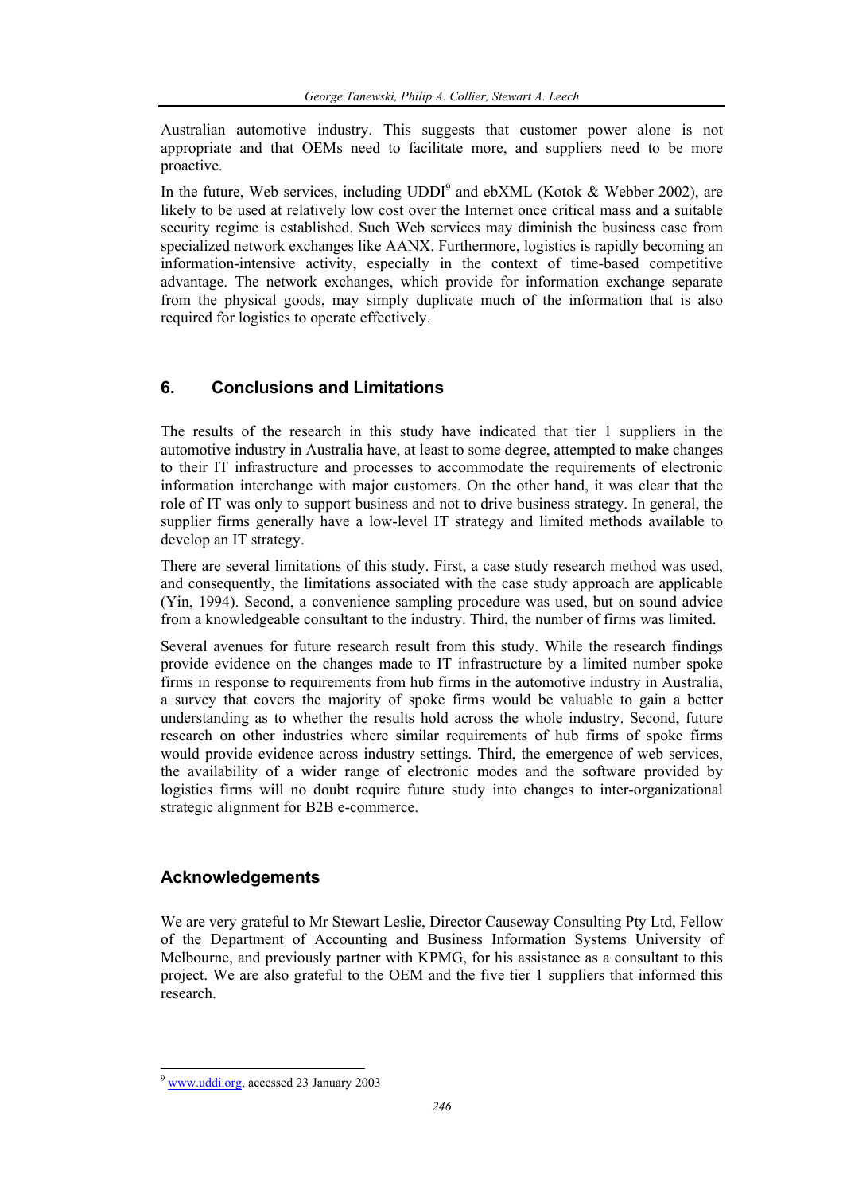Australian automotive industry. This suggests that customer power alone is not appropriate and that OEMs need to facilitate more, and suppliers need to be more proactive.

In the future, Web services, including UDDI[9] and ebXML (Kotok & Webber 2002), are likely to be used at relatively low cost over the Internet once critical mass and a suitable security regime is established. Such Web services may diminish the business case from specialized network exchanges like AANX. Furthermore, logistics is rapidly becoming an information-intensive activity, especially in the context of time-based competitive advantage. The network exchanges, which provide for information exchange separate from the physical goods, may simply duplicate much of the information that is also required for logistics to operate effectively.

## 6. Conclusions and Limitations

The results of the research in this study have indicated that tier 1 suppliers in the automotive industry in Australia have, at least to some degree, attempted to make changes to their IT infrastructure and processes to accommodate the requirements of electronic information interchange with major customers. On the other hand, it was clear that the role of IT was only to support business and not to drive business strategy. In general, the supplier firms generally have a low-level IT strategy and limited methods available to develop an IT strategy.

There are several limitations of this study. First, a case study research method was used, and consequently, the limitations associated with the case study approach are applicable (Yin, 1994). Second, a convenience sampling procedure was used, but on sound advice from a knowledgeable consultant to the industry. Third, the number of firms was limited.

Several avenues for future research result from this study. While the research findings provide evidence on the changes made to IT infrastructure by a limited number spoke firms in response to requirements from hub firms in the automotive industry in Australia, a survey that covers the majority of spoke firms would be valuable to gain a better understanding as to whether the results hold across the whole industry. Second, future research on other industries where similar requirements of hub firms of spoke firms would provide evidence across industry settings. Third, the emergence of web services, the availability of a wider range of electronic modes and the software provided by logistics firms will no doubt require future study into changes to inter-organizational strategic alignment for B2B e-commerce.

## Acknowledgements

We are very grateful to Mr Stewart Leslie, Director Causeway Consulting Pty Ltd, Fellow of the Department of Accounting and Business Information Systems University of Melbourne, and previously partner with KPMG, for his assistance as a consultant to this project. We are also grateful to the OEM and the five tier 1 suppliers that informed this research.

---

[9] www.uddi.org, accessed 23 January 2003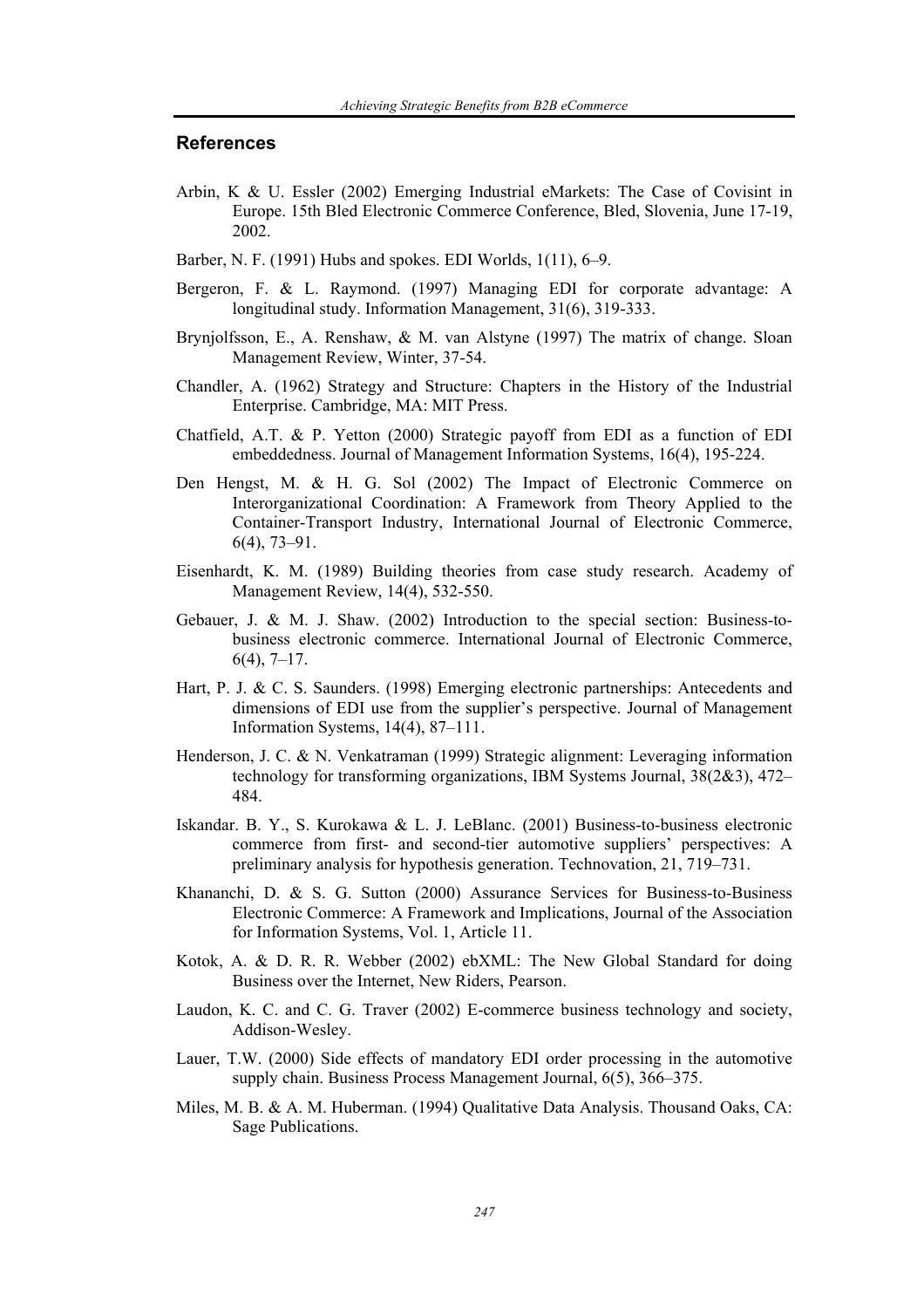## References

Arbin, K & U. Essler (2002) Emerging Industrial eMarkets: The Case of Covisint in Europe. 15th Bled Electronic Commerce Conference, Bled, Slovenia, June 17-19, 2002.

Barber, N. F. (1991) Hubs and spokes. EDI Worlds, 1(11), 6–9.

Bergeron, F. & L. Raymond. (1997) Managing EDI for corporate advantage: A longitudinal study. Information Management, 31(6), 319-333.

Brynjolfsson, E., A. Renshaw, & M. van Alstyne (1997) The matrix of change. Sloan Management Review, Winter, 37-54.

Chandler, A. (1962) Strategy and Structure: Chapters in the History of the Industrial Enterprise. Cambridge, MA: MIT Press.

Chatfield, A.T. & P. Yetton (2000) Strategic payoff from EDI as a function of EDI embeddedness. Journal of Management Information Systems, 16(4), 195-224.

Den Hengst, M. & H. G. Sol (2002) The Impact of Electronic Commerce on Interorganizational Coordination: A Framework from Theory Applied to the Container-Transport Industry, International Journal of Electronic Commerce, 6(4), 73–91.

Eisenhardt, K. M. (1989) Building theories from case study research. Academy of Management Review, 14(4), 532-550.

Gebauer, J. & M. J. Shaw. (2002) Introduction to the special section: Business-to-business electronic commerce. International Journal of Electronic Commerce, 6(4), 7–17.

Hart, P. J. & C. S. Saunders. (1998) Emerging electronic partnerships: Antecedents and dimensions of EDI use from the supplier's perspective. Journal of Management Information Systems, 14(4), 87–111.

Henderson, J. C. & N. Venkatraman (1999) Strategic alignment: Leveraging information technology for transforming organizations, IBM Systems Journal, 38(2&3), 472–484.

Iskandar. B. Y., S. Kurokawa & L. J. LeBlanc. (2001) Business-to-business electronic commerce from first- and second-tier automotive suppliers' perspectives: A preliminary analysis for hypothesis generation. Technovation, 21, 719–731.

Khananchi, D. & S. G. Sutton (2000) Assurance Services for Business-to-Business Electronic Commerce: A Framework and Implications, Journal of the Association for Information Systems, Vol. 1, Article 11.

Kotok, A. & D. R. R. Webber (2002) ebXML: The New Global Standard for doing Business over the Internet, New Riders, Pearson.

Laudon, K. C. and C. G. Traver (2002) E-commerce business technology and society, Addison-Wesley.

Lauer, T.W. (2000) Side effects of mandatory EDI order processing in the automotive supply chain. Business Process Management Journal, 6(5), 366–375.

Miles, M. B. & A. M. Huberman. (1994) Qualitative Data Analysis. Thousand Oaks, CA: Sage Publications.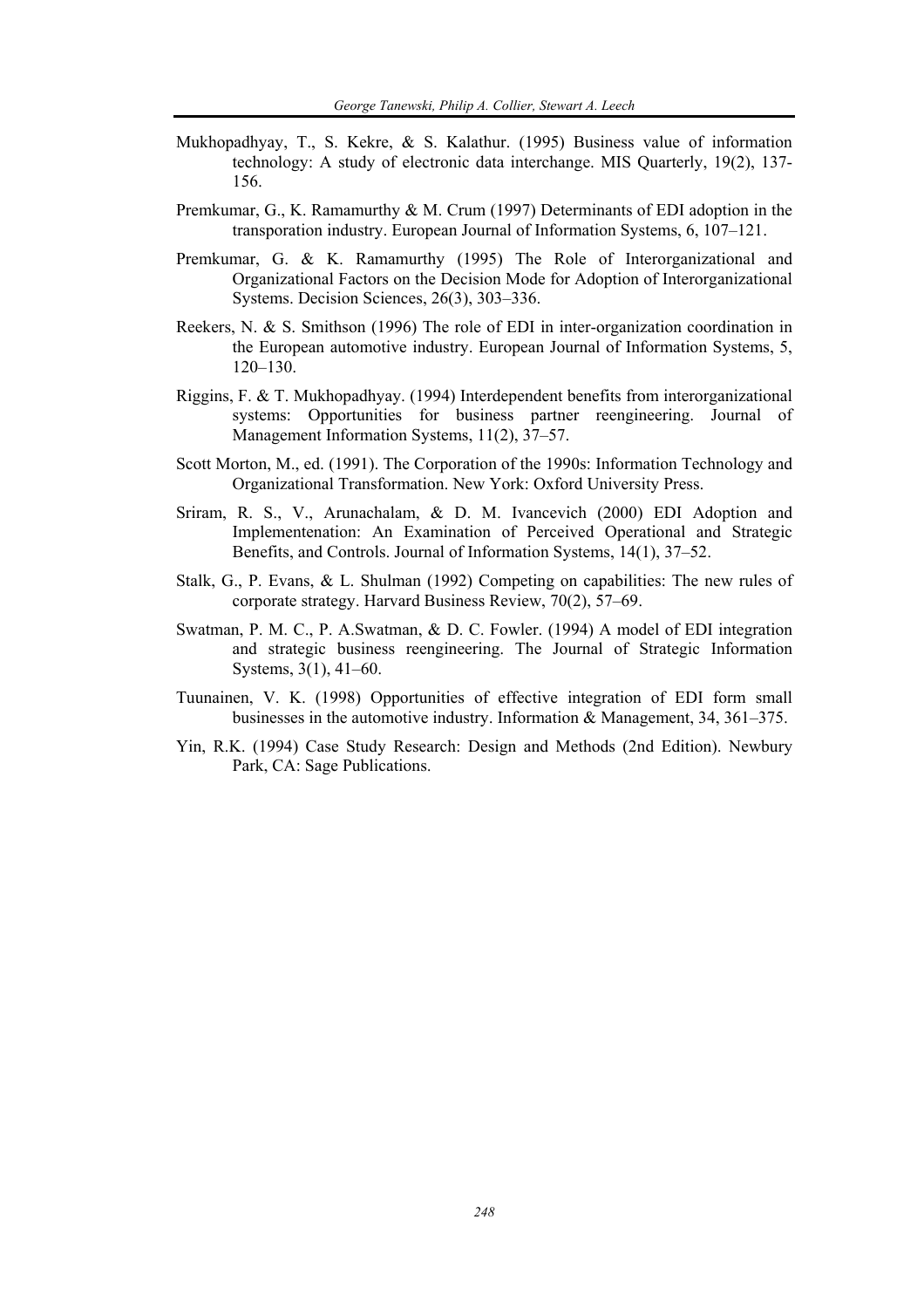Mukhopadhyay, T., S. Kekre, & S. Kalathur. (1995) Business value of information technology: A study of electronic data interchange. MIS Quarterly, 19(2), 137-156.

Premkumar, G., K. Ramamurthy & M. Crum (1997) Determinants of EDI adoption in the transporation industry. European Journal of Information Systems, 6, 107–121.

Premkumar, G. & K. Ramamurthy (1995) The Role of Interorganizational and Organizational Factors on the Decision Mode for Adoption of Interorganizational Systems. Decision Sciences, 26(3), 303–336.

Reekers, N. & S. Smithson (1996) The role of EDI in inter-organization coordination in the European automotive industry. European Journal of Information Systems, 5, 120–130.

Riggins, F. & T. Mukhopadhyay. (1994) Interdependent benefits from interorganizational systems: Opportunities for business partner reengineering. Journal of Management Information Systems, 11(2), 37–57.

Scott Morton, M., ed. (1991). The Corporation of the 1990s: Information Technology and Organizational Transformation. New York: Oxford University Press.

Sriram, R. S., V., Arunachalam, & D. M. Ivancevich (2000) EDI Adoption and Implementenation: An Examination of Perceived Operational and Strategic Benefits, and Controls. Journal of Information Systems, 14(1), 37–52.

Stalk, G., P. Evans, & L. Shulman (1992) Competing on capabilities: The new rules of corporate strategy. Harvard Business Review, 70(2), 57–69.

Swatman, P. M. C., P. A.Swatman, & D. C. Fowler. (1994) A model of EDI integration and strategic business reengineering. The Journal of Strategic Information Systems, 3(1), 41–60.

Tuunainen, V. K. (1998) Opportunities of effective integration of EDI form small businesses in the automotive industry. Information & Management, 34, 361–375.

Yin, R.K. (1994) Case Study Research: Design and Methods (2nd Edition). Newbury Park, CA: Sage Publications.